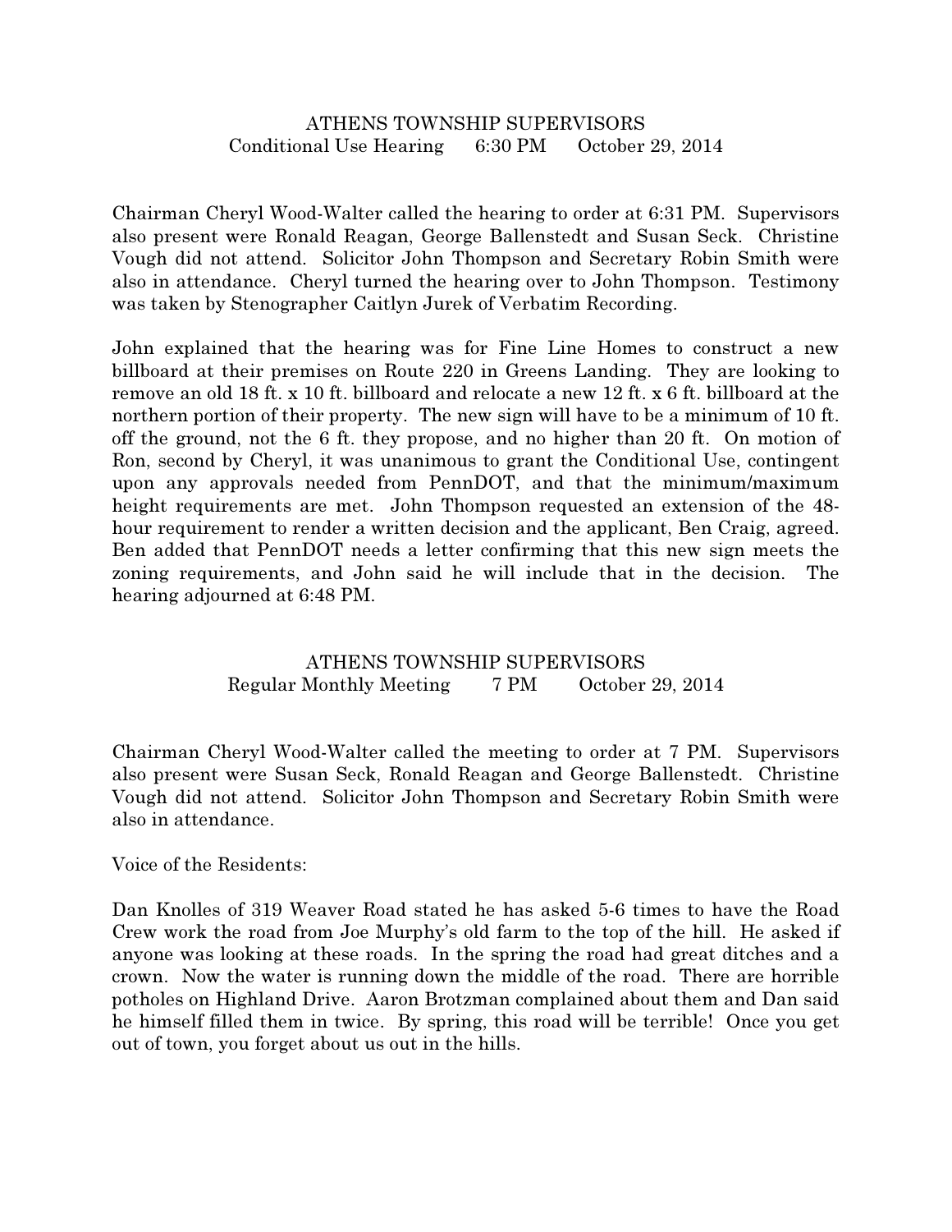# ATHENS TOWNSHIP SUPERVISORS
## Conditional Use Hearing 6:30 PM October 29, 2014

Chairman Cheryl Wood-Walter called the hearing to order at 6:31 PM. Supervisors also present were Ronald Reagan, George Ballenstedt and Susan Seck. Christine Vough did not attend. Solicitor John Thompson and Secretary Robin Smith were also in attendance. Cheryl turned the hearing over to John Thompson. Testimony was taken by Stenographer Caitlyn Jurek of Verbatim Recording.

John explained that the hearing was for Fine Line Homes to construct a new billboard at their premises on Route 220 in Greens Landing. They are looking to remove an old 18 ft. x 10 ft. billboard and relocate a new 12 ft. x 6 ft. billboard at the northern portion of their property. The new sign will have to be a minimum of 10 ft. off the ground, not the 6 ft. they propose, and no higher than 20 ft. On motion of Ron, second by Cheryl, it was unanimous to grant the Conditional Use, contingent upon any approvals needed from PennDOT, and that the minimum/maximum height requirements are met. John Thompson requested an extension of the 48-hour requirement to render a written decision and the applicant, Ben Craig, agreed. Ben added that PennDOT needs a letter confirming that this new sign meets the zoning requirements, and John said he will include that in the decision. The hearing adjourned at 6:48 PM.

# ATHENS TOWNSHIP SUPERVISORS
## Regular Monthly Meeting 7 PM October 29, 2014

Chairman Cheryl Wood-Walter called the meeting to order at 7 PM. Supervisors also present were Susan Seck, Ronald Reagan and George Ballenstedt. Christine Vough did not attend. Solicitor John Thompson and Secretary Robin Smith were also in attendance.

Voice of the Residents:

Dan Knolles of 319 Weaver Road stated he has asked 5-6 times to have the Road Crew work the road from Joe Murphy's old farm to the top of the hill. He asked if anyone was looking at these roads. In the spring the road had great ditches and a crown. Now the water is running down the middle of the road. There are horrible potholes on Highland Drive. Aaron Brotzman complained about them and Dan said he himself filled them in twice. By spring, this road will be terrible! Once you get out of town, you forget about us out in the hills.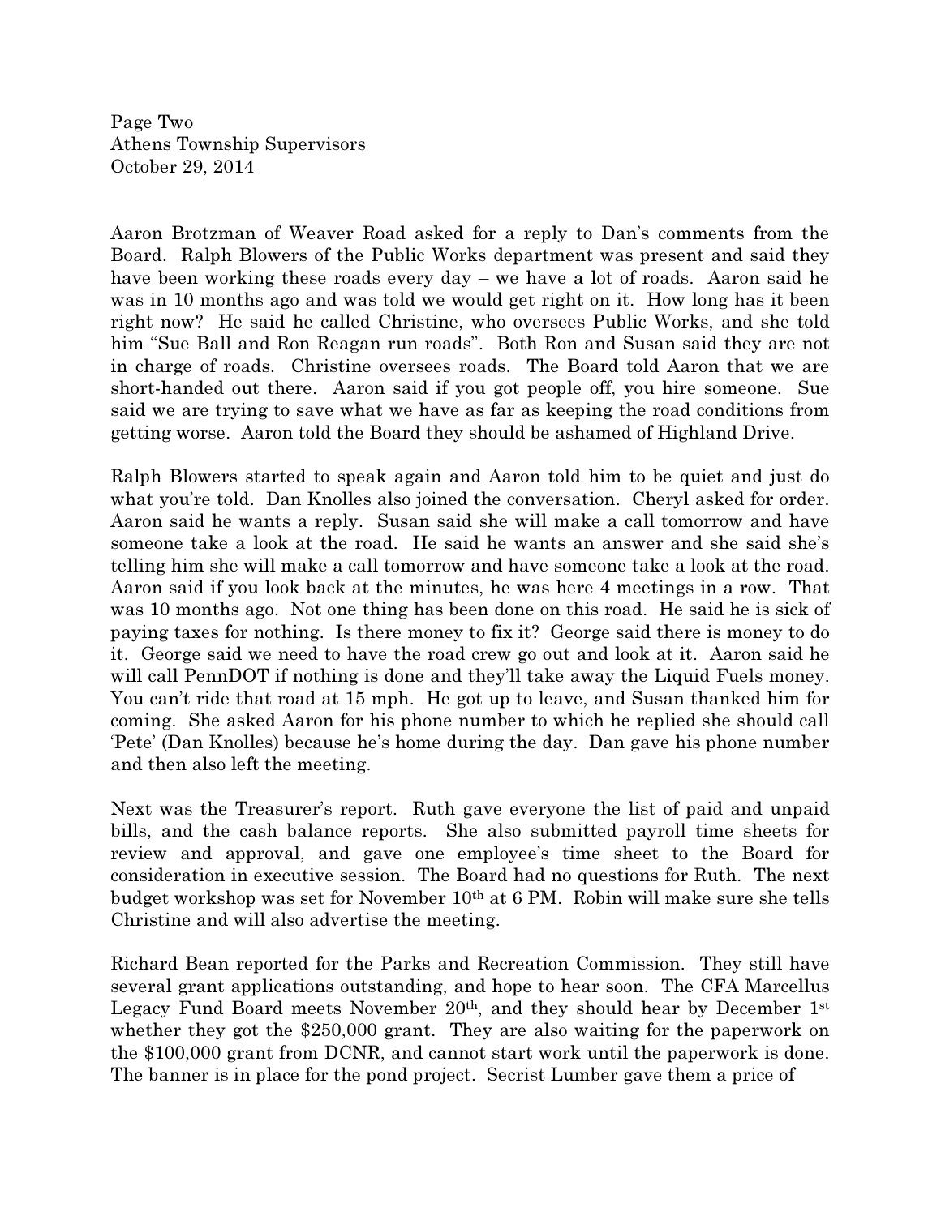Aaron Brotzman of Weaver Road asked for a reply to Dan's comments from the Board. Ralph Blowers of the Public Works department was present and said they have been working these roads every day – we have a lot of roads. Aaron said he was in 10 months ago and was told we would get right on it. How long has it been right now? He said he called Christine, who oversees Public Works, and she told him "Sue Ball and Ron Reagan run roads". Both Ron and Susan said they are not in charge of roads. Christine oversees roads. The Board told Aaron that we are short-handed out there. Aaron said if you got people off, you hire someone. Sue said we are trying to save what we have as far as keeping the road conditions from getting worse. Aaron told the Board they should be ashamed of Highland Drive.

Ralph Blowers started to speak again and Aaron told him to be quiet and just do what you're told. Dan Knolles also joined the conversation. Cheryl asked for order. Aaron said he wants a reply. Susan said she will make a call tomorrow and have someone take a look at the road. He said he wants an answer and she said she's telling him she will make a call tomorrow and have someone take a look at the road. Aaron said if you look back at the minutes, he was here 4 meetings in a row. That was 10 months ago. Not one thing has been done on this road. He said he is sick of paying taxes for nothing. Is there money to fix it? George said there is money to do it. George said we need to have the road crew go out and look at it. Aaron said he will call PennDOT if nothing is done and they'll take away the Liquid Fuels money. You can't ride that road at 15 mph. He got up to leave, and Susan thanked him for coming. She asked Aaron for his phone number to which he replied she should call 'Pete' (Dan Knolles) because he's home during the day. Dan gave his phone number and then also left the meeting.

Next was the Treasurer's report. Ruth gave everyone the list of paid and unpaid bills, and the cash balance reports. She also submitted payroll time sheets for review and approval, and gave one employee's time sheet to the Board for consideration in executive session. The Board had no questions for Ruth. The next budget workshop was set for November 10th at 6 PM. Robin will make sure she tells Christine and will also advertise the meeting.

Richard Bean reported for the Parks and Recreation Commission. They still have several grant applications outstanding, and hope to hear soon. The CFA Marcellus Legacy Fund Board meets November 20th, and they should hear by December 1st whether they got the $250,000 grant. They are also waiting for the paperwork on the $100,000 grant from DCNR, and cannot start work until the paperwork is done. The banner is in place for the pond project. Secrist Lumber gave them a price of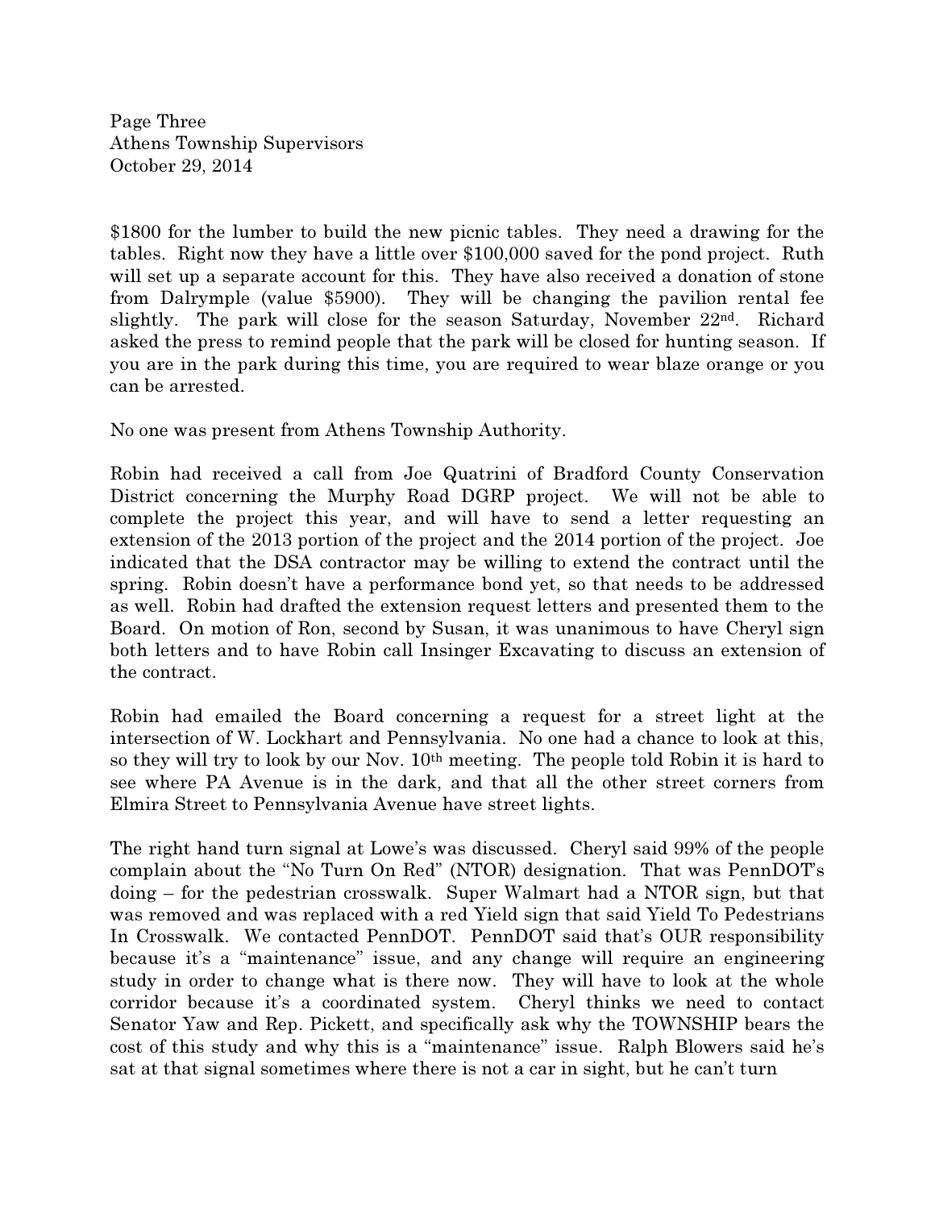$1800 for the lumber to build the new picnic tables. They need a drawing for the tables. Right now they have a little over $100,000 saved for the pond project. Ruth will set up a separate account for this. They have also received a donation of stone from Dalrymple (value $5900). They will be changing the pavilion rental fee slightly. The park will close for the season Saturday, November 22nd. Richard asked the press to remind people that the park will be closed for hunting season. If you are in the park during this time, you are required to wear blaze orange or you can be arrested.

No one was present from Athens Township Authority.

Robin had received a call from Joe Quatrini of Bradford County Conservation District concerning the Murphy Road DGRP project. We will not be able to complete the project this year, and will have to send a letter requesting an extension of the 2013 portion of the project and the 2014 portion of the project. Joe indicated that the DSA contractor may be willing to extend the contract until the spring. Robin doesn't have a performance bond yet, so that needs to be addressed as well. Robin had drafted the extension request letters and presented them to the Board. On motion of Ron, second by Susan, it was unanimous to have Cheryl sign both letters and to have Robin call Insinger Excavating to discuss an extension of the contract.

Robin had emailed the Board concerning a request for a street light at the intersection of W. Lockhart and Pennsylvania. No one had a chance to look at this, so they will try to look by our Nov. 10th meeting. The people told Robin it is hard to see where PA Avenue is in the dark, and that all the other street corners from Elmira Street to Pennsylvania Avenue have street lights.

The right hand turn signal at Lowe's was discussed. Cheryl said 99% of the people complain about the "No Turn On Red" (NTOR) designation. That was PennDOT's doing – for the pedestrian crosswalk. Super Walmart had a NTOR sign, but that was removed and was replaced with a red Yield sign that said Yield To Pedestrians In Crosswalk. We contacted PennDOT. PennDOT said that's OUR responsibility because it's a "maintenance" issue, and any change will require an engineering study in order to change what is there now. They will have to look at the whole corridor because it's a coordinated system. Cheryl thinks we need to contact Senator Yaw and Rep. Pickett, and specifically ask why the TOWNSHIP bears the cost of this study and why this is a "maintenance" issue. Ralph Blowers said he's sat at that signal sometimes where there is not a car in sight, but he can't turn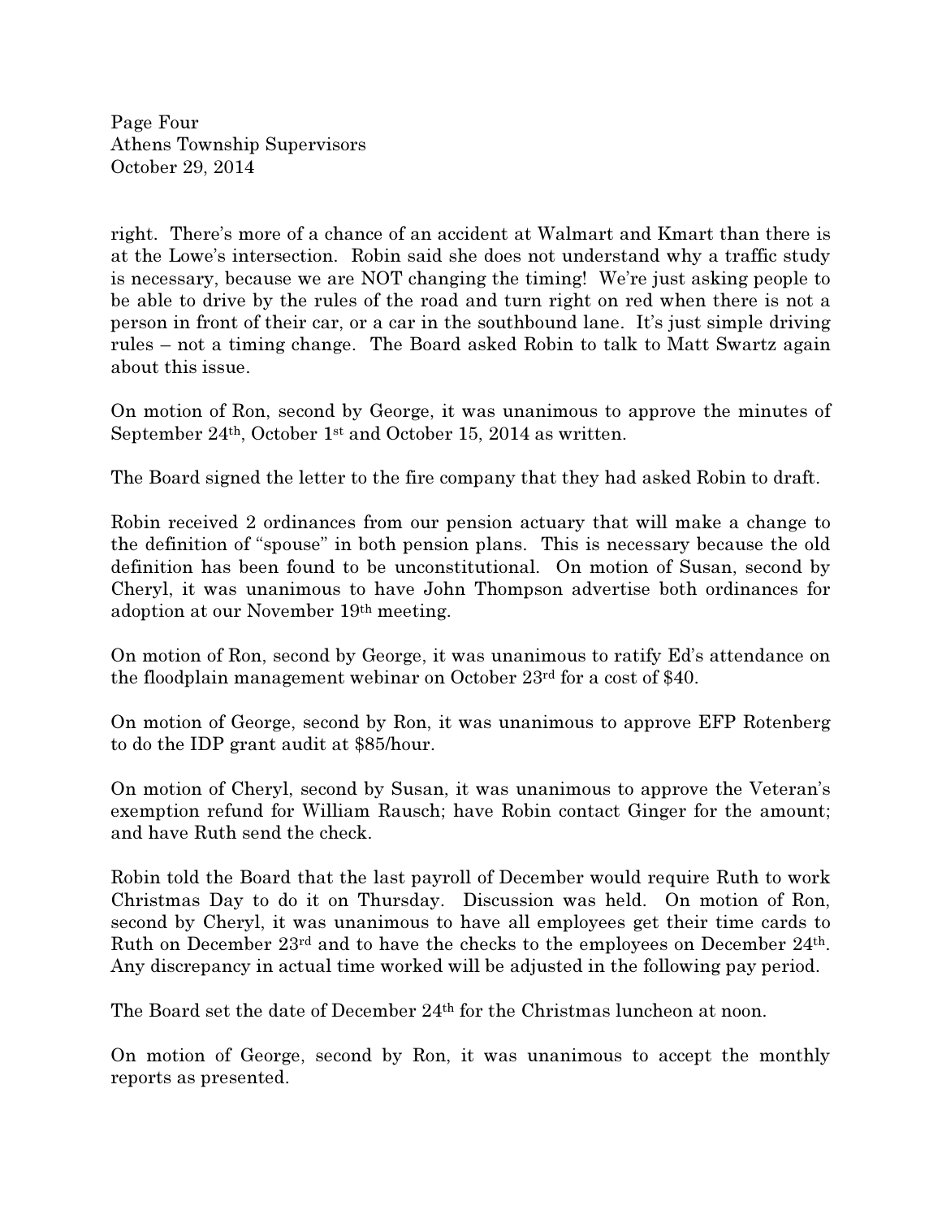right. There's more of a chance of an accident at Walmart and Kmart than there is at the Lowe's intersection. Robin said she does not understand why a traffic study is necessary, because we are NOT changing the timing! We're just asking people to be able to drive by the rules of the road and turn right on red when there is not a person in front of their car, or a car in the southbound lane. It's just simple driving rules – not a timing change. The Board asked Robin to talk to Matt Swartz again about this issue.

On motion of Ron, second by George, it was unanimous to approve the minutes of September 24th, October 1st and October 15, 2014 as written.

The Board signed the letter to the fire company that they had asked Robin to draft.

Robin received 2 ordinances from our pension actuary that will make a change to the definition of "spouse" in both pension plans. This is necessary because the old definition has been found to be unconstitutional. On motion of Susan, second by Cheryl, it was unanimous to have John Thompson advertise both ordinances for adoption at our November 19th meeting.

On motion of Ron, second by George, it was unanimous to ratify Ed's attendance on the floodplain management webinar on October 23rd for a cost of $40.

On motion of George, second by Ron, it was unanimous to approve EFP Rotenberg to do the IDP grant audit at $85/hour.

On motion of Cheryl, second by Susan, it was unanimous to approve the Veteran's exemption refund for William Rausch; have Robin contact Ginger for the amount; and have Ruth send the check.

Robin told the Board that the last payroll of December would require Ruth to work Christmas Day to do it on Thursday. Discussion was held. On motion of Ron, second by Cheryl, it was unanimous to have all employees get their time cards to Ruth on December 23rd and to have the checks to the employees on December 24th. Any discrepancy in actual time worked will be adjusted in the following pay period.

The Board set the date of December 24th for the Christmas luncheon at noon.

On motion of George, second by Ron, it was unanimous to accept the monthly reports as presented.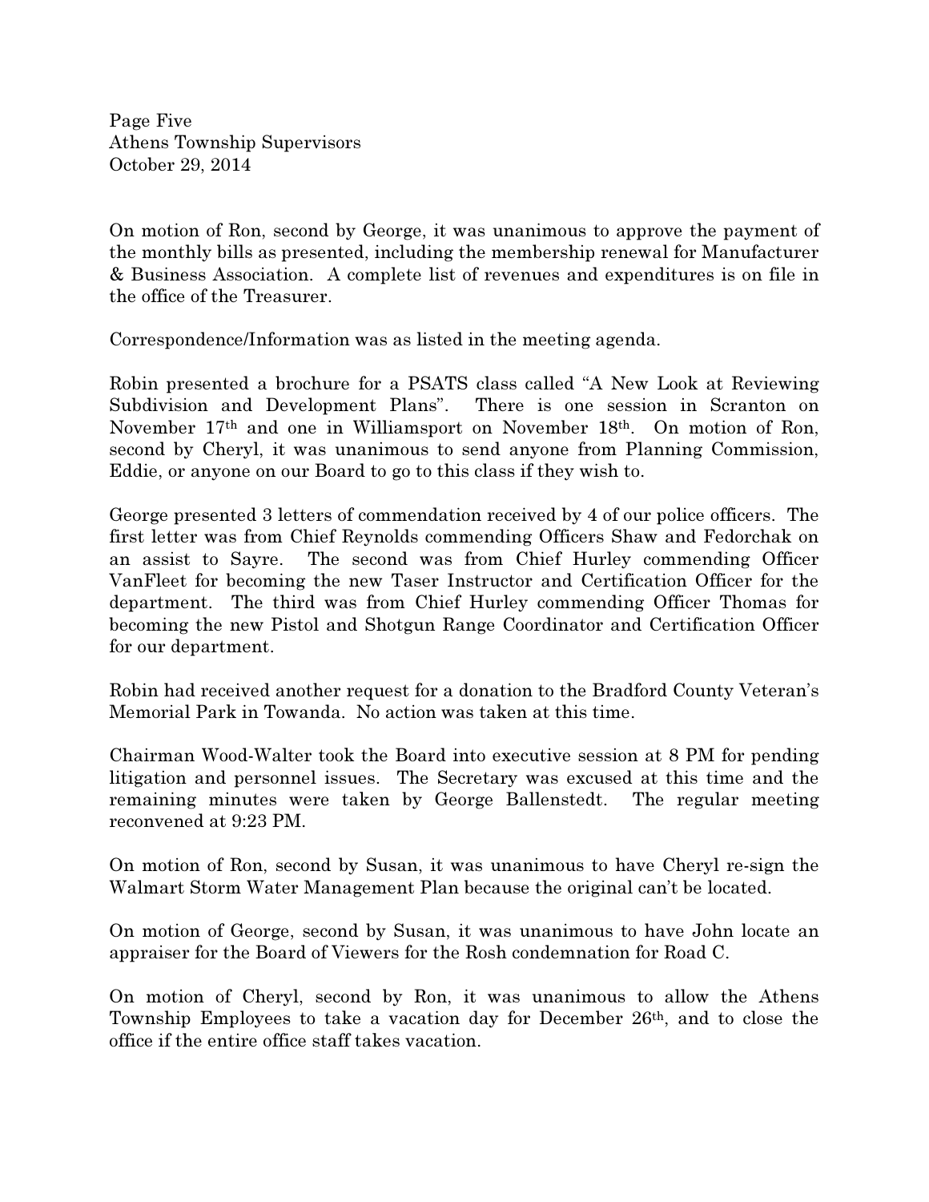On motion of Ron, second by George, it was unanimous to approve the payment of the monthly bills as presented, including the membership renewal for Manufacturer & Business Association. A complete list of revenues and expenditures is on file in the office of the Treasurer.

Correspondence/Information was as listed in the meeting agenda.

Robin presented a brochure for a PSATS class called "A New Look at Reviewing Subdivision and Development Plans". There is one session in Scranton on November 17th and one in Williamsport on November 18th. On motion of Ron, second by Cheryl, it was unanimous to send anyone from Planning Commission, Eddie, or anyone on our Board to go to this class if they wish to.

George presented 3 letters of commendation received by 4 of our police officers. The first letter was from Chief Reynolds commending Officers Shaw and Fedorchak on an assist to Sayre. The second was from Chief Hurley commending Officer VanFleet for becoming the new Taser Instructor and Certification Officer for the department. The third was from Chief Hurley commending Officer Thomas for becoming the new Pistol and Shotgun Range Coordinator and Certification Officer for our department.

Robin had received another request for a donation to the Bradford County Veteran's Memorial Park in Towanda. No action was taken at this time.

Chairman Wood-Walter took the Board into executive session at 8 PM for pending litigation and personnel issues. The Secretary was excused at this time and the remaining minutes were taken by George Ballenstedt. The regular meeting reconvened at 9:23 PM.

On motion of Ron, second by Susan, it was unanimous to have Cheryl re-sign the Walmart Storm Water Management Plan because the original can't be located.

On motion of George, second by Susan, it was unanimous to have John locate an appraiser for the Board of Viewers for the Rosh condemnation for Road C.

On motion of Cheryl, second by Ron, it was unanimous to allow the Athens Township Employees to take a vacation day for December 26th, and to close the office if the entire office staff takes vacation.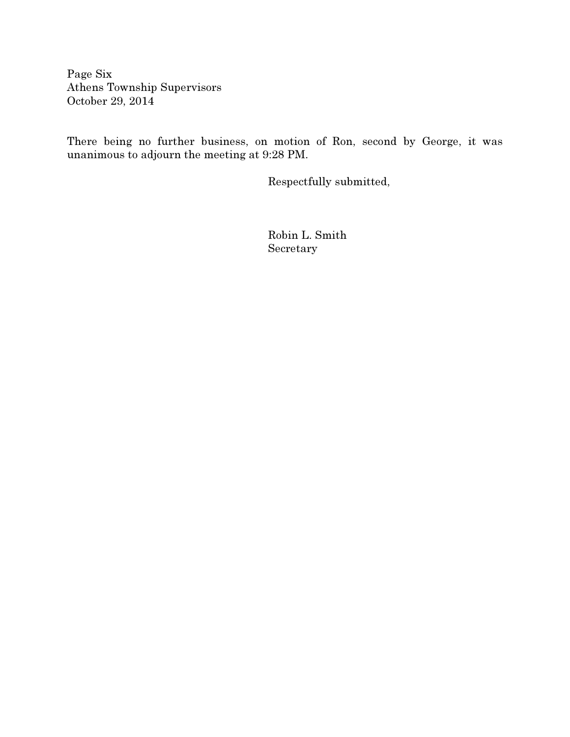There being no further business, on motion of Ron, second by George, it was unanimous to adjourn the meeting at 9:28 PM.

Respectfully submitted,

Robin L. Smith
Secretary